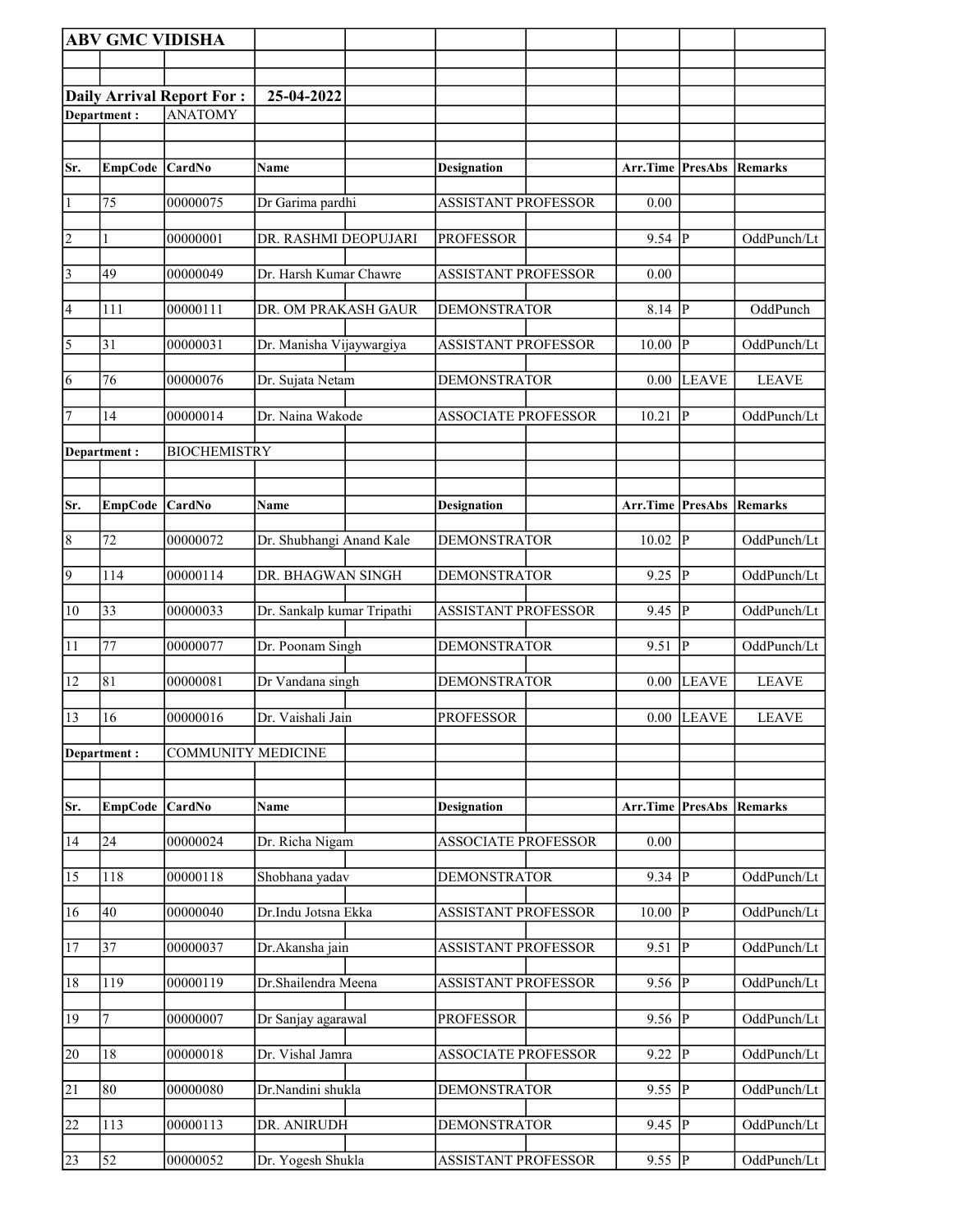**ABV GMC VIDISHA**

**Daily Arrival Report For :** **25-04-2022**

**Department :** ANATOMY

| Sr. | EmpCode | CardNo | Name | Designation | Arr.Time | PresAbs | Remarks |
|---|---|---|---|---|---|---|---|
| 1 | 75 | 00000075 | Dr Garima pardhi | ASSISTANT PROFESSOR | 0.00 | | |
| 2 | 1 | 00000001 | DR. RASHMI DEOPUJARI | PROFESSOR | 9.54 | P | OddPunch/Lt |
| 3 | 49 | 00000049 | Dr. Harsh Kumar Chawre | ASSISTANT PROFESSOR | 0.00 | | |
| 4 | 111 | 00000111 | DR. OM PRAKASH GAUR | DEMONSTRATOR | 8.14 | P | OddPunch |
| 5 | 31 | 00000031 | Dr. Manisha Vijaywargiya | ASSISTANT PROFESSOR | 10.00 | P | OddPunch/Lt |
| 6 | 76 | 00000076 | Dr. Sujata Netam | DEMONSTRATOR | 0.00 | LEAVE | LEAVE |
| 7 | 14 | 00000014 | Dr. Naina Wakode | ASSOCIATE PROFESSOR | 10.21 | P | OddPunch/Lt |

**Department :** BIOCHEMISTRY

| Sr. | EmpCode | CardNo | Name | Designation | Arr.Time | PresAbs | Remarks |
|---|---|---|---|---|---|---|---|
| 8 | 72 | 00000072 | Dr. Shubhangi Anand Kale | DEMONSTRATOR | 10.02 | P | OddPunch/Lt |
| 9 | 114 | 00000114 | DR. BHAGWAN SINGH | DEMONSTRATOR | 9.25 | P | OddPunch/Lt |
| 10 | 33 | 00000033 | Dr. Sankalp kumar Tripathi | ASSISTANT PROFESSOR | 9.45 | P | OddPunch/Lt |
| 11 | 77 | 00000077 | Dr. Poonam Singh | DEMONSTRATOR | 9.51 | P | OddPunch/Lt |
| 12 | 81 | 00000081 | Dr Vandana singh | DEMONSTRATOR | 0.00 | LEAVE | LEAVE |
| 13 | 16 | 00000016 | Dr. Vaishali Jain | PROFESSOR | 0.00 | LEAVE | LEAVE |

**Department :** COMMUNITY MEDICINE

| Sr. | EmpCode | CardNo | Name | Designation | Arr.Time | PresAbs | Remarks |
|---|---|---|---|---|---|---|---|
| 14 | 24 | 00000024 | Dr. Richa Nigam | ASSOCIATE PROFESSOR | 0.00 | | |
| 15 | 118 | 00000118 | Shobhana yadav | DEMONSTRATOR | 9.34 | P | OddPunch/Lt |
| 16 | 40 | 00000040 | Dr.Indu Jotsna Ekka | ASSISTANT PROFESSOR | 10.00 | P | OddPunch/Lt |
| 17 | 37 | 00000037 | Dr.Akansha jain | ASSISTANT PROFESSOR | 9.51 | P | OddPunch/Lt |
| 18 | 119 | 00000119 | Dr.Shailendra Meena | ASSISTANT PROFESSOR | 9.56 | P | OddPunch/Lt |
| 19 | 7 | 00000007 | Dr Sanjay agarawal | PROFESSOR | 9.56 | P | OddPunch/Lt |
| 20 | 18 | 00000018 | Dr. Vishal Jamra | ASSOCIATE PROFESSOR | 9.22 | P | OddPunch/Lt |
| 21 | 80 | 00000080 | Dr.Nandini shukla | DEMONSTRATOR | 9.55 | P | OddPunch/Lt |
| 22 | 113 | 00000113 | DR. ANIRUDH | DEMONSTRATOR | 9.45 | P | OddPunch/Lt |
| 23 | 52 | 00000052 | Dr. Yogesh Shukla | ASSISTANT PROFESSOR | 9.55 | P | OddPunch/Lt |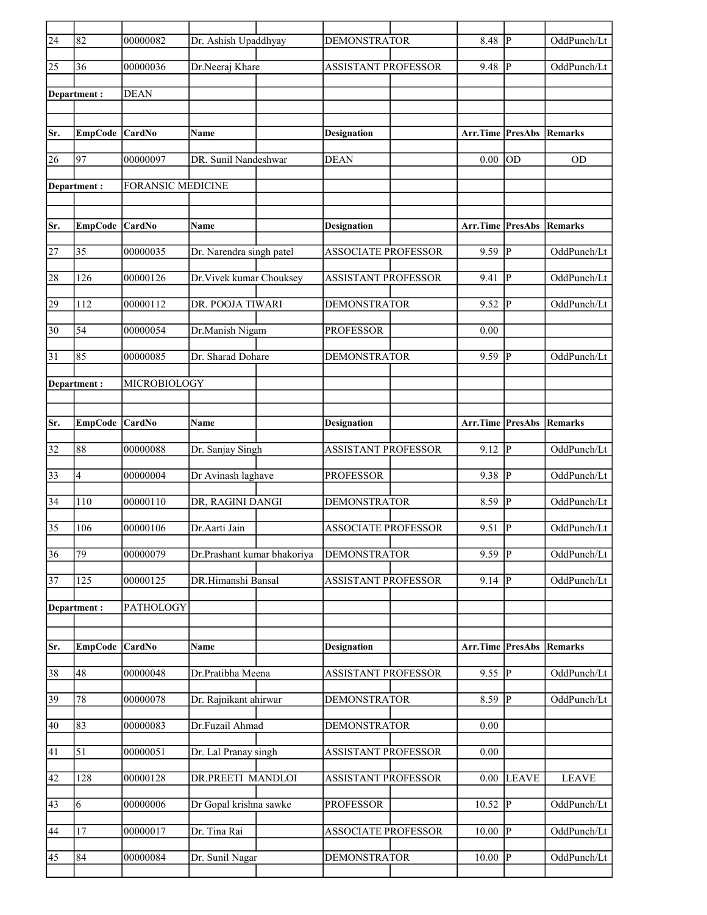| Sr. | EmpCode | CardNo | Name | Designation | Arr.Time | PresAbs | Remarks |
|---|---|---|---|---|---|---|---|
| 24 | 82 | 00000082 | Dr. Ashish Upaddhyay | DEMONSTRATOR | 8.48 | P | OddPunch/Lt |
| 25 | 36 | 00000036 | Dr.Neeraj Khare | ASSISTANT PROFESSOR | 9.48 | P | OddPunch/Lt |

**Department :** DEAN

| Sr. | EmpCode | CardNo | Name | Designation | Arr.Time | PresAbs | Remarks |
|---|---|---|---|---|---|---|---|
| 26 | 97 | 00000097 | DR. Sunil Nandeshwar | DEAN | 0.00 | OD | OD |

**Department :** FORANSIC MEDICINE

| Sr. | EmpCode | CardNo | Name | Designation | Arr.Time | PresAbs | Remarks |
|---|---|---|---|---|---|---|---|
| 27 | 35 | 00000035 | Dr. Narendra singh patel | ASSOCIATE PROFESSOR | 9.59 | P | OddPunch/Lt |
| 28 | 126 | 00000126 | Dr.Vivek kumar Chouksey | ASSISTANT PROFESSOR | 9.41 | P | OddPunch/Lt |
| 29 | 112 | 00000112 | DR. POOJA TIWARI | DEMONSTRATOR | 9.52 | P | OddPunch/Lt |
| 30 | 54 | 00000054 | Dr.Manish Nigam | PROFESSOR | 0.00 | | |
| 31 | 85 | 00000085 | Dr. Sharad Dohare | DEMONSTRATOR | 9.59 | P | OddPunch/Lt |

**Department :** MICROBIOLOGY

| Sr. | EmpCode | CardNo | Name | Designation | Arr.Time | PresAbs | Remarks |
|---|---|---|---|---|---|---|---|
| 32 | 88 | 00000088 | Dr. Sanjay Singh | ASSISTANT PROFESSOR | 9.12 | P | OddPunch/Lt |
| 33 | 4 | 00000004 | Dr Avinash laghave | PROFESSOR | 9.38 | P | OddPunch/Lt |
| 34 | 110 | 00000110 | DR, RAGINI DANGI | DEMONSTRATOR | 8.59 | P | OddPunch/Lt |
| 35 | 106 | 00000106 | Dr.Aarti Jain | ASSOCIATE PROFESSOR | 9.51 | P | OddPunch/Lt |
| 36 | 79 | 00000079 | Dr.Prashant kumar bhakoriya | DEMONSTRATOR | 9.59 | P | OddPunch/Lt |
| 37 | 125 | 00000125 | DR.Himanshi Bansal | ASSISTANT PROFESSOR | 9.14 | P | OddPunch/Lt |

**Department :** PATHOLOGY

| Sr. | EmpCode | CardNo | Name | Designation | Arr.Time | PresAbs | Remarks |
|---|---|---|---|---|---|---|---|
| 38 | 48 | 00000048 | Dr.Pratibha Meena | ASSISTANT PROFESSOR | 9.55 | P | OddPunch/Lt |
| 39 | 78 | 00000078 | Dr. Rajnikant ahirwar | DEMONSTRATOR | 8.59 | P | OddPunch/Lt |
| 40 | 83 | 00000083 | Dr.Fuzail Ahmad | DEMONSTRATOR | 0.00 | | |
| 41 | 51 | 00000051 | Dr. Lal Pranay singh | ASSISTANT PROFESSOR | 0.00 | | |
| 42 | 128 | 00000128 | DR.PREETI MANDLOI | ASSISTANT PROFESSOR | 0.00 | LEAVE | LEAVE |
| 43 | 6 | 00000006 | Dr Gopal krishna sawke | PROFESSOR | 10.52 | P | OddPunch/Lt |
| 44 | 17 | 00000017 | Dr. Tina Rai | ASSOCIATE PROFESSOR | 10.00 | P | OddPunch/Lt |
| 45 | 84 | 00000084 | Dr. Sunil Nagar | DEMONSTRATOR | 10.00 | P | OddPunch/Lt |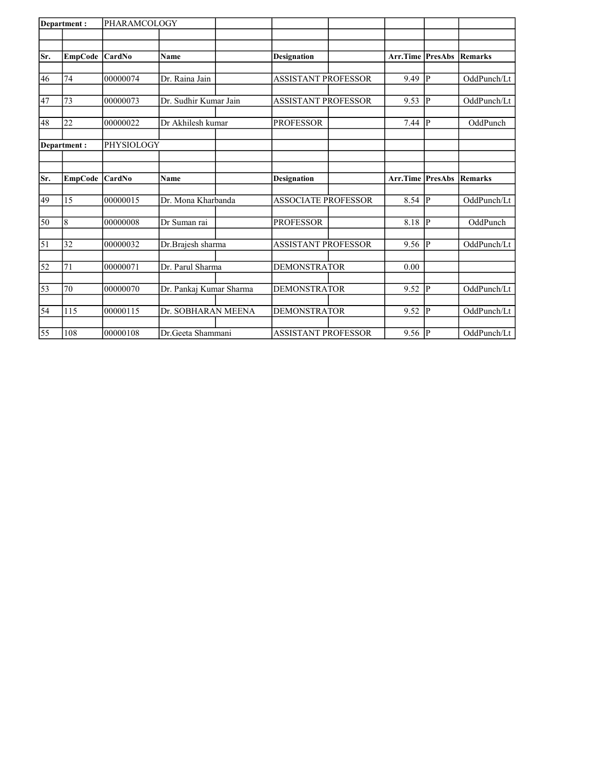| Department : | PHARAMCOLOGY | | | | | |
|---|---|---|---|---|---|---|
| Sr. | EmpCode | CardNo | Name | Designation | Arr.Time | PresAbs | Remarks |
| 46 | 74 | 00000074 | Dr. Raina Jain | ASSISTANT PROFESSOR | 9.49 | P | OddPunch/Lt |
| 47 | 73 | 00000073 | Dr. Sudhir Kumar Jain | ASSISTANT PROFESSOR | 9.53 | P | OddPunch/Lt |
| 48 | 22 | 00000022 | Dr Akhilesh kumar | PROFESSOR | 7.44 | P | OddPunch |

| Department : | PHYSIOLOGY | | | | | | |
|---|---|---|---|---|---|---|---|
| Sr. | EmpCode | CardNo | Name | Designation | Arr.Time | PresAbs | Remarks |
| 49 | 15 | 00000015 | Dr. Mona Kharbanda | ASSOCIATE PROFESSOR | 8.54 | P | OddPunch/Lt |
| 50 | 8 | 00000008 | Dr Suman rai | PROFESSOR | 8.18 | P | OddPunch |
| 51 | 32 | 00000032 | Dr.Brajesh sharma | ASSISTANT PROFESSOR | 9.56 | P | OddPunch/Lt |
| 52 | 71 | 00000071 | Dr. Parul Sharma | DEMONSTRATOR | 0.00 | | |
| 53 | 70 | 00000070 | Dr. Pankaj Kumar Sharma | DEMONSTRATOR | 9.52 | P | OddPunch/Lt |
| 54 | 115 | 00000115 | Dr. SOBHARAN MEENA | DEMONSTRATOR | 9.52 | P | OddPunch/Lt |
| 55 | 108 | 00000108 | Dr.Geeta Shammani | ASSISTANT PROFESSOR | 9.56 | P | OddPunch/Lt |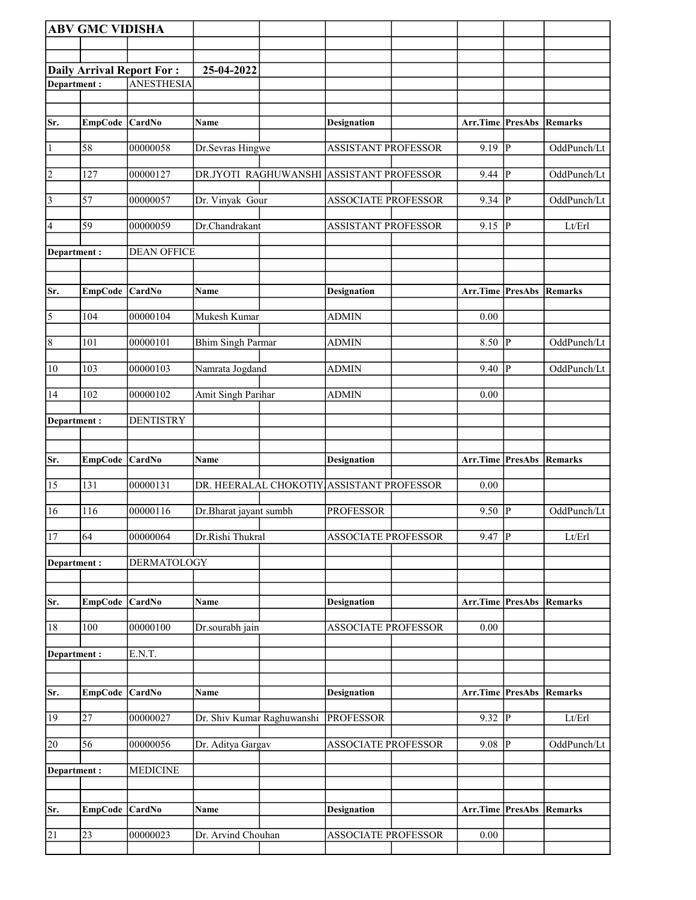**ABV GMC VIDISHA**

**Daily Arrival Report For :** **25-04-2022**

**Department :** ANESTHESIA

| Sr. | EmpCode | CardNo | Name | Designation | Arr.Time | PresAbs | Remarks |
|---|---|---|---|---|---|---|---|
| 1 | 58 | 00000058 | Dr.Sevras Hingwe | ASSISTANT PROFESSOR | 9.19 | P | OddPunch/Lt |
| 2 | 127 | 00000127 | DR.JYOTI RAGHUWANSHI | ASSISTANT PROFESSOR | 9.44 | P | OddPunch/Lt |
| 3 | 57 | 00000057 | Dr. Vinyak Gour | ASSOCIATE PROFESSOR | 9.34 | P | OddPunch/Lt |
| 4 | 59 | 00000059 | Dr.Chandrakant | ASSISTANT PROFESSOR | 9.15 | P | Lt/Erl |

**Department :** DEAN OFFICE

| Sr. | EmpCode | CardNo | Name | Designation | Arr.Time | PresAbs | Remarks |
|---|---|---|---|---|---|---|---|
| 5 | 104 | 00000104 | Mukesh Kumar | ADMIN | 0.00 | | |
| 8 | 101 | 00000101 | Bhim Singh Parmar | ADMIN | 8.50 | P | OddPunch/Lt |
| 10 | 103 | 00000103 | Namrata Jogdand | ADMIN | 9.40 | P | OddPunch/Lt |
| 14 | 102 | 00000102 | Amit Singh Parihar | ADMIN | 0.00 | | |

**Department :** DENTISTRY

| Sr. | EmpCode | CardNo | Name | Designation | Arr.Time | PresAbs | Remarks |
|---|---|---|---|---|---|---|---|
| 15 | 131 | 00000131 | DR. HEERALAL CHOKOTIY | ASSISTANT PROFESSOR | 0.00 | | |
| 16 | 116 | 00000116 | Dr.Bharat jayant sumbh | PROFESSOR | 9.50 | P | OddPunch/Lt |
| 17 | 64 | 00000064 | Dr.Rishi Thukral | ASSOCIATE PROFESSOR | 9.47 | P | Lt/Erl |

**Department :** DERMATOLOGY

| Sr. | EmpCode | CardNo | Name | Designation | Arr.Time | PresAbs | Remarks |
|---|---|---|---|---|---|---|---|
| 18 | 100 | 00000100 | Dr.sourabh jain | ASSOCIATE PROFESSOR | 0.00 | | |

**Department :** E.N.T.

| Sr. | EmpCode | CardNo | Name | Designation | Arr.Time | PresAbs | Remarks |
|---|---|---|---|---|---|---|---|
| 19 | 27 | 00000027 | Dr. Shiv Kumar Raghuwanshi | PROFESSOR | 9.32 | P | Lt/Erl |
| 20 | 56 | 00000056 | Dr. Aditya Gargav | ASSOCIATE PROFESSOR | 9.08 | P | OddPunch/Lt |

**Department :** MEDICINE

| Sr. | EmpCode | CardNo | Name | Designation | Arr.Time | PresAbs | Remarks |
|---|---|---|---|---|---|---|---|
| 21 | 23 | 00000023 | Dr. Arvind Chouhan | ASSOCIATE PROFESSOR | 0.00 | | |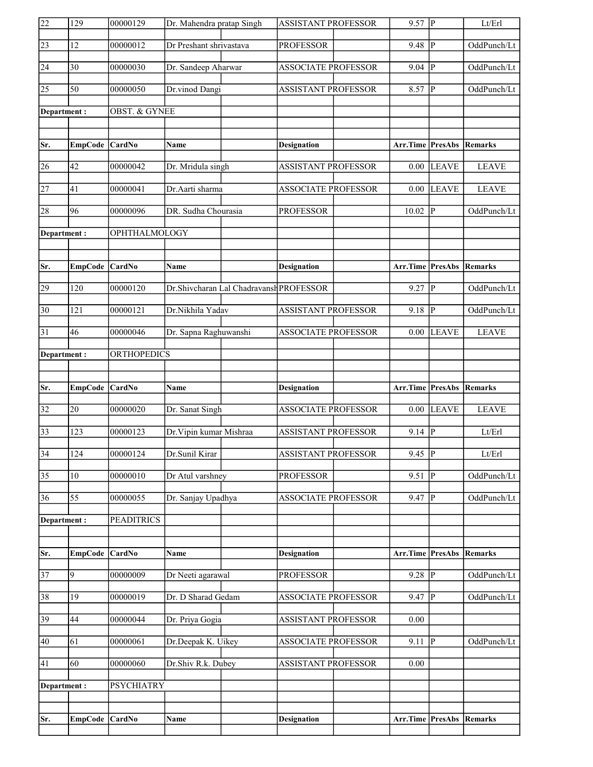| Sr. | EmpCode | CardNo | Name | Designation | Arr.Time | PresAbs | Remarks |
|---|---|---|---|---|---|---|---|
| 22 | 129 | 00000129 | Dr. Mahendra pratap Singh | ASSISTANT PROFESSOR | 9.57 | P | Lt/Erl |
| 23 | 12 | 00000012 | Dr Preshant shrivastava | PROFESSOR | 9.48 | P | OddPunch/Lt |
| 24 | 30 | 00000030 | Dr. Sandeep Aharwar | ASSOCIATE PROFESSOR | 9.04 | P | OddPunch/Lt |
| 25 | 50 | 00000050 | Dr.vinod Dangi | ASSISTANT PROFESSOR | 8.57 | P | OddPunch/Lt |

Department : OBST. & GYNEE

| Sr. | EmpCode | CardNo | Name | Designation | Arr.Time | PresAbs | Remarks |
|---|---|---|---|---|---|---|---|
| 26 | 42 | 00000042 | Dr. Mridula singh | ASSISTANT PROFESSOR | 0.00 | LEAVE | LEAVE |
| 27 | 41 | 00000041 | Dr.Aarti sharma | ASSOCIATE PROFESSOR | 0.00 | LEAVE | LEAVE |
| 28 | 96 | 00000096 | DR. Sudha Chourasia | PROFESSOR | 10.02 | P | OddPunch/Lt |

Department : OPHTHALMOLOGY

| Sr. | EmpCode | CardNo | Name | Designation | Arr.Time | PresAbs | Remarks |
|---|---|---|---|---|---|---|---|
| 29 | 120 | 00000120 | Dr.Shivcharan Lal Chadravansh | PROFESSOR | 9.27 | P | OddPunch/Lt |
| 30 | 121 | 00000121 | Dr.Nikhila Yadav | ASSISTANT PROFESSOR | 9.18 | P | OddPunch/Lt |
| 31 | 46 | 00000046 | Dr. Sapna Raghuwanshi | ASSOCIATE PROFESSOR | 0.00 | LEAVE | LEAVE |

Department : ORTHOPEDICS

| Sr. | EmpCode | CardNo | Name | Designation | Arr.Time | PresAbs | Remarks |
|---|---|---|---|---|---|---|---|
| 32 | 20 | 00000020 | Dr. Sanat Singh | ASSOCIATE PROFESSOR | 0.00 | LEAVE | LEAVE |
| 33 | 123 | 00000123 | Dr.Vipin kumar Mishraa | ASSISTANT PROFESSOR | 9.14 | P | Lt/Erl |
| 34 | 124 | 00000124 | Dr.Sunil Kirar | ASSISTANT PROFESSOR | 9.45 | P | Lt/Erl |
| 35 | 10 | 00000010 | Dr Atul varshney | PROFESSOR | 9.51 | P | OddPunch/Lt |
| 36 | 55 | 00000055 | Dr. Sanjay Upadhya | ASSOCIATE PROFESSOR | 9.47 | P | OddPunch/Lt |

Department : PEADITRICS

| Sr. | EmpCode | CardNo | Name | Designation | Arr.Time | PresAbs | Remarks |
|---|---|---|---|---|---|---|---|
| 37 | 9 | 00000009 | Dr Neeti agarawal | PROFESSOR | 9.28 | P | OddPunch/Lt |
| 38 | 19 | 00000019 | Dr. D Sharad Gedam | ASSOCIATE PROFESSOR | 9.47 | P | OddPunch/Lt |
| 39 | 44 | 00000044 | Dr. Priya Gogia | ASSISTANT PROFESSOR | 0.00 | | |
| 40 | 61 | 00000061 | Dr.Deepak K. Uikey | ASSOCIATE PROFESSOR | 9.11 | P | OddPunch/Lt |
| 41 | 60 | 00000060 | Dr.Shiv R.k. Dubey | ASSISTANT PROFESSOR | 0.00 | | |

Department : PSYCHIATRY

| Sr. | EmpCode | CardNo | Name | Designation | Arr.Time | PresAbs | Remarks |
|---|---|---|---|---|---|---|---|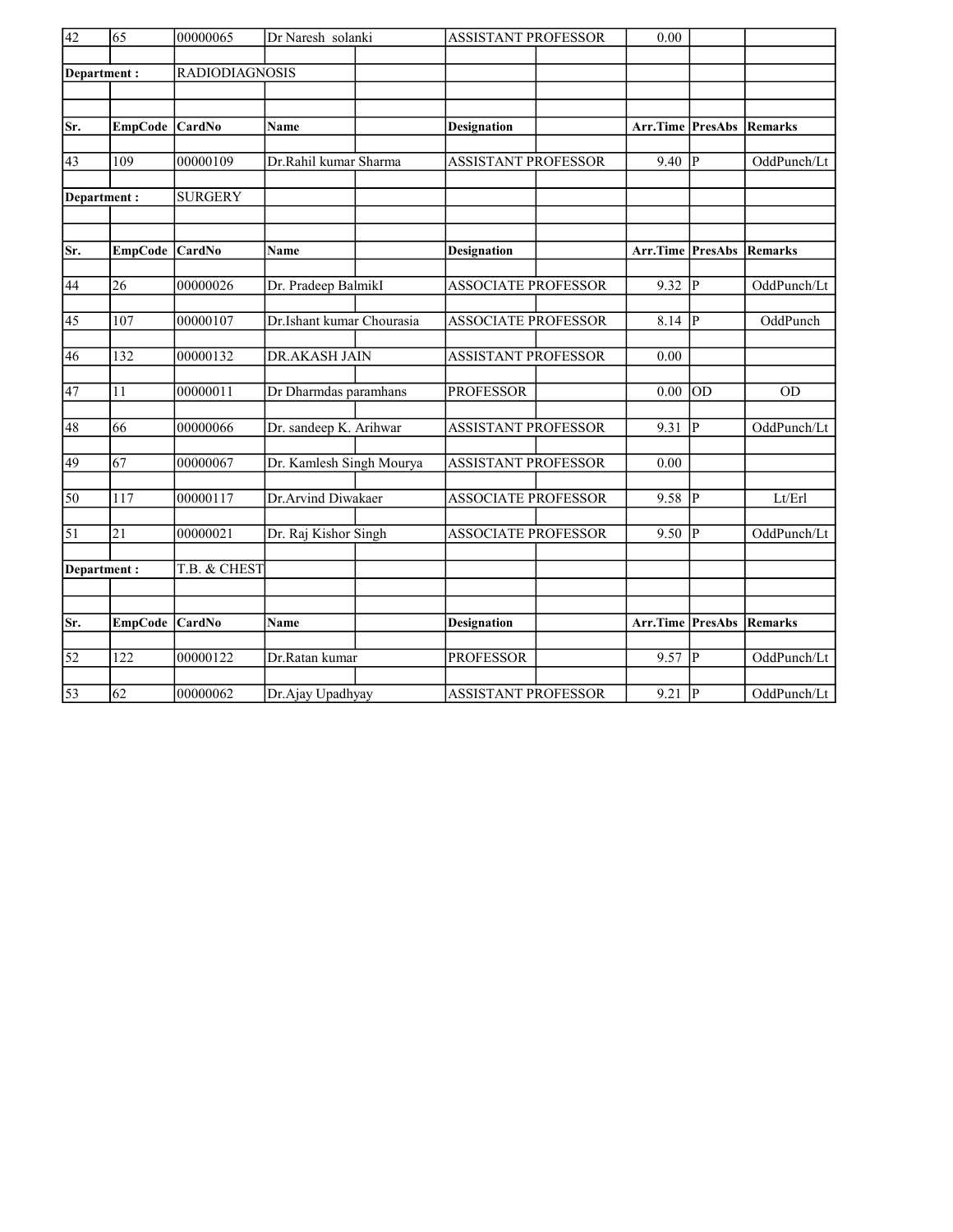| Sr. | EmpCode | CardNo | Name | Designation | Arr.Time | PresAbs | Remarks |
|---|---|---|---|---|---|---|---|
| 42 | 65 | 00000065 | Dr Naresh solanki | ASSISTANT PROFESSOR | 0.00 | | |
| **Department :** | | RADIODIAGNOSIS | | | | | |
| **Sr.** | **EmpCode** | **CardNo** | **Name** | **Designation** | **Arr.Time** | **PresAbs** | **Remarks** |
| 43 | 109 | 00000109 | Dr.Rahil kumar Sharma | ASSISTANT PROFESSOR | 9.40 | P | OddPunch/Lt |
| **Department :** | | SURGERY | | | | | |
| **Sr.** | **EmpCode** | **CardNo** | **Name** | **Designation** | **Arr.Time** | **PresAbs** | **Remarks** |
| 44 | 26 | 00000026 | Dr. Pradeep BalmikI | ASSOCIATE PROFESSOR | 9.32 | P | OddPunch/Lt |
| 45 | 107 | 00000107 | Dr.Ishant kumar Chourasia | ASSOCIATE PROFESSOR | 8.14 | P | OddPunch |
| 46 | 132 | 00000132 | DR.AKASH JAIN | ASSISTANT PROFESSOR | 0.00 | | |
| 47 | 11 | 00000011 | Dr Dharmdas paramhans | PROFESSOR | 0.00 | OD | OD |
| 48 | 66 | 00000066 | Dr. sandeep K. Arihwar | ASSISTANT PROFESSOR | 9.31 | P | OddPunch/Lt |
| 49 | 67 | 00000067 | Dr. Kamlesh Singh Mourya | ASSISTANT PROFESSOR | 0.00 | | |
| 50 | 117 | 00000117 | Dr.Arvind Diwakaer | ASSOCIATE PROFESSOR | 9.58 | P | Lt/Erl |
| 51 | 21 | 00000021 | Dr. Raj Kishor Singh | ASSOCIATE PROFESSOR | 9.50 | P | OddPunch/Lt |
| **Department :** | | T.B. & CHEST | | | | | |
| **Sr.** | **EmpCode** | **CardNo** | **Name** | **Designation** | **Arr.Time** | **PresAbs** | **Remarks** |
| 52 | 122 | 00000122 | Dr.Ratan kumar | PROFESSOR | 9.57 | P | OddPunch/Lt |
| 53 | 62 | 00000062 | Dr.Ajay Upadhyay | ASSISTANT PROFESSOR | 9.21 | P | OddPunch/Lt |